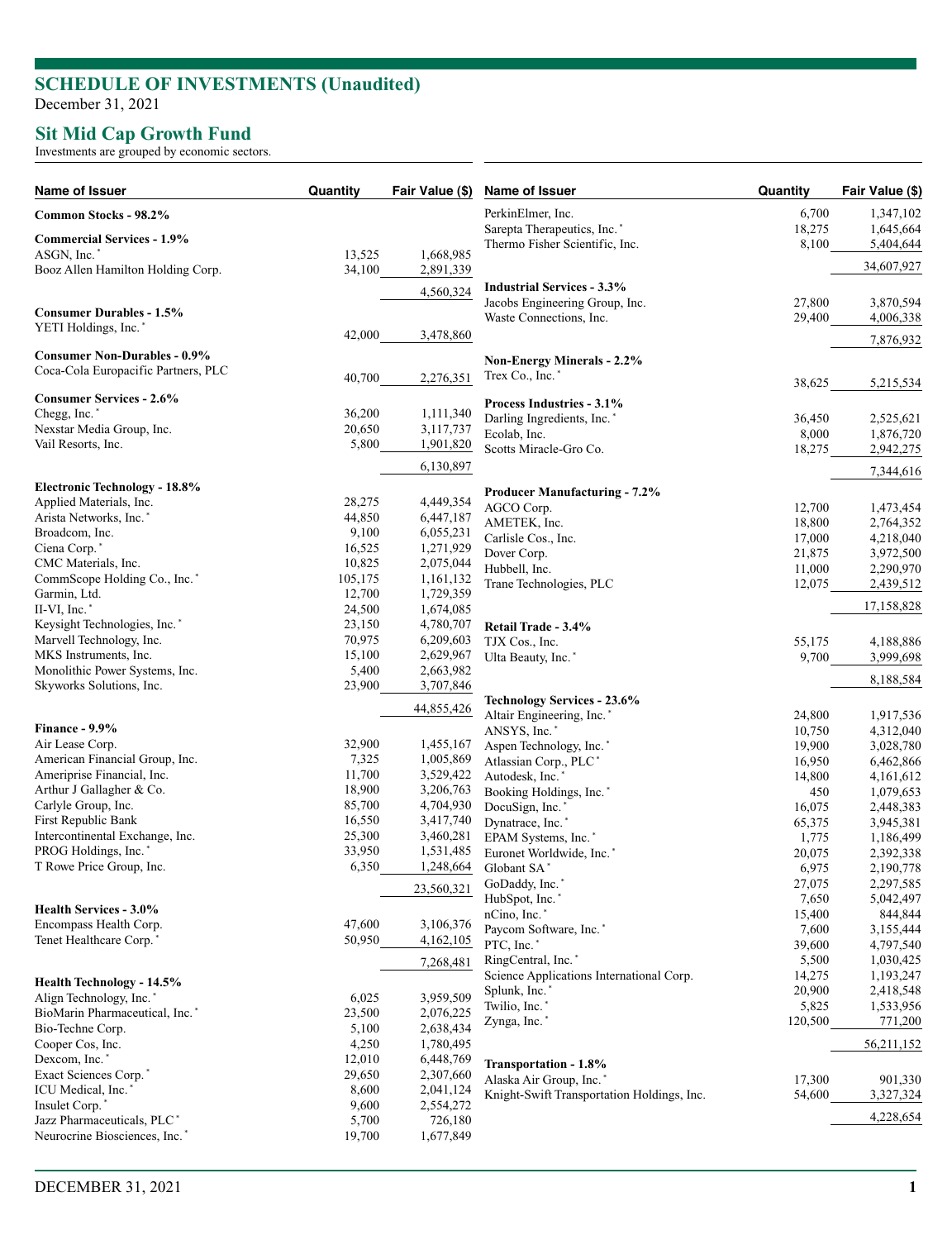## SCHEDULE OF INVESTMENTS (Unaudited)

December 31, 2021

## Sit Mid Cap Growth Fund

Investments are grouped by economic sectors.

| Name of Issuer | Quantity | Fair Value ($) |
|---|---|---|
| **Common Stocks - 98.2%** | | |
| **Commercial Services - 1.9%** | | |
| ASGN, Inc. * | 13,525 | 1,668,985 |
| Booz Allen Hamilton Holding Corp. | 34,100 | 2,891,339 |
| | | 4,560,324 |
| **Consumer Durables - 1.5%** | | |
| YETI Holdings, Inc. * | 42,000 | 3,478,860 |
| **Consumer Non-Durables - 0.9%** | | |
| Coca-Cola Europacific Partners, PLC | 40,700 | 2,276,351 |
| **Consumer Services - 2.6%** | | |
| Chegg, Inc. * | 36,200 | 1,111,340 |
| Nexstar Media Group, Inc. | 20,650 | 3,117,737 |
| Vail Resorts, Inc. | 5,800 | 1,901,820 |
| | | 6,130,897 |
| **Electronic Technology - 18.8%** | | |
| Applied Materials, Inc. | 28,275 | 4,449,354 |
| Arista Networks, Inc. * | 44,850 | 6,447,187 |
| Broadcom, Inc. | 9,100 | 6,055,231 |
| Ciena Corp. * | 16,525 | 1,271,929 |
| CMC Materials, Inc. | 10,825 | 2,075,044 |
| CommScope Holding Co., Inc. * | 105,175 | 1,161,132 |
| Garmin, Ltd. | 12,700 | 1,729,359 |
| II-VI, Inc. * | 24,500 | 1,674,085 |
| Keysight Technologies, Inc. * | 23,150 | 4,780,707 |
| Marvell Technology, Inc. | 70,975 | 6,209,603 |
| MKS Instruments, Inc. | 15,100 | 2,629,967 |
| Monolithic Power Systems, Inc. | 5,400 | 2,663,982 |
| Skyworks Solutions, Inc. | 23,900 | 3,707,846 |
| | | 44,855,426 |
| **Finance - 9.9%** | | |
| Air Lease Corp. | 32,900 | 1,455,167 |
| American Financial Group, Inc. | 7,325 | 1,005,869 |
| Ameriprise Financial, Inc. | 11,700 | 3,529,422 |
| Arthur J Gallagher & Co. | 18,900 | 3,206,763 |
| Carlyle Group, Inc. | 85,700 | 4,704,930 |
| First Republic Bank | 16,550 | 3,417,740 |
| Intercontinental Exchange, Inc. | 25,300 | 3,460,281 |
| PROG Holdings, Inc. * | 33,950 | 1,531,485 |
| T Rowe Price Group, Inc. | 6,350 | 1,248,664 |
| | | 23,560,321 |
| **Health Services - 3.0%** | | |
| Encompass Health Corp. | 47,600 | 3,106,376 |
| Tenet Healthcare Corp. * | 50,950 | 4,162,105 |
| | | 7,268,481 |
| **Health Technology - 14.5%** | | |
| Align Technology, Inc. * | 6,025 | 3,959,509 |
| BioMarin Pharmaceutical, Inc. * | 23,500 | 2,076,225 |
| Bio-Techne Corp. | 5,100 | 2,638,434 |
| Cooper Cos, Inc. | 4,250 | 1,780,495 |
| Dexcom, Inc. * | 12,010 | 6,448,769 |
| Exact Sciences Corp. * | 29,650 | 2,307,660 |
| ICU Medical, Inc. * | 8,600 | 2,041,124 |
| Insulet Corp. * | 9,600 | 2,554,272 |
| Jazz Pharmaceuticals, PLC * | 5,700 | 726,180 |
| Neurocrine Biosciences, Inc. * | 19,700 | 1,677,849 |
| PerkinElmer, Inc. | 6,700 | 1,347,102 |
| Sarepta Therapeutics, Inc. * | 18,275 | 1,645,664 |
| Thermo Fisher Scientific, Inc. | 8,100 | 5,404,644 |
| | | 34,607,927 |
| **Industrial Services - 3.3%** | | |
| Jacobs Engineering Group, Inc. | 27,800 | 3,870,594 |
| Waste Connections, Inc. | 29,400 | 4,006,338 |
| | | 7,876,932 |
| **Non-Energy Minerals - 2.2%** | | |
| Trex Co., Inc. * | 38,625 | 5,215,534 |
| **Process Industries - 3.1%** | | |
| Darling Ingredients, Inc. * | 36,450 | 2,525,621 |
| Ecolab, Inc. | 8,000 | 1,876,720 |
| Scotts Miracle-Gro Co. | 18,275 | 2,942,275 |
| | | 7,344,616 |
| **Producer Manufacturing - 7.2%** | | |
| AGCO Corp. | 12,700 | 1,473,454 |
| AMETEK, Inc. | 18,800 | 2,764,352 |
| Carlisle Cos., Inc. | 17,000 | 4,218,040 |
| Dover Corp. | 21,875 | 3,972,500 |
| Hubbell, Inc. | 11,000 | 2,290,970 |
| Trane Technologies, PLC | 12,075 | 2,439,512 |
| | | 17,158,828 |
| **Retail Trade - 3.4%** | | |
| TJX Cos., Inc. | 55,175 | 4,188,886 |
| Ulta Beauty, Inc. * | 9,700 | 3,999,698 |
| | | 8,188,584 |
| **Technology Services - 23.6%** | | |
| Altair Engineering, Inc. * | 24,800 | 1,917,536 |
| ANSYS, Inc. * | 10,750 | 4,312,040 |
| Aspen Technology, Inc. * | 19,900 | 3,028,780 |
| Atlassian Corp., PLC * | 16,950 | 6,462,866 |
| Autodesk, Inc. * | 14,800 | 4,161,612 |
| Booking Holdings, Inc. * | 450 | 1,079,653 |
| DocuSign, Inc. * | 16,075 | 2,448,383 |
| Dynatrace, Inc. * | 65,375 | 3,945,381 |
| EPAM Systems, Inc. * | 1,775 | 1,186,499 |
| Euronet Worldwide, Inc. * | 20,075 | 2,392,338 |
| Globant SA * | 6,975 | 2,190,778 |
| GoDaddy, Inc. * | 27,075 | 2,297,585 |
| HubSpot, Inc. * | 7,650 | 5,042,497 |
| nCino, Inc. * | 15,400 | 844,844 |
| Paycom Software, Inc. * | 7,600 | 3,155,444 |
| PTC, Inc. * | 39,600 | 4,797,540 |
| RingCentral, Inc. * | 5,500 | 1,030,425 |
| Science Applications International Corp. | 14,275 | 1,193,247 |
| Splunk, Inc. * | 20,900 | 2,418,548 |
| Twilio, Inc. * | 5,825 | 1,533,956 |
| Zynga, Inc. * | 120,500 | 771,200 |
| | | 56,211,152 |
| **Transportation - 1.8%** | | |
| Alaska Air Group, Inc. * | 17,300 | 901,330 |
| Knight-Swift Transportation Holdings, Inc. | 54,600 | 3,327,324 |
| | | 4,228,654 |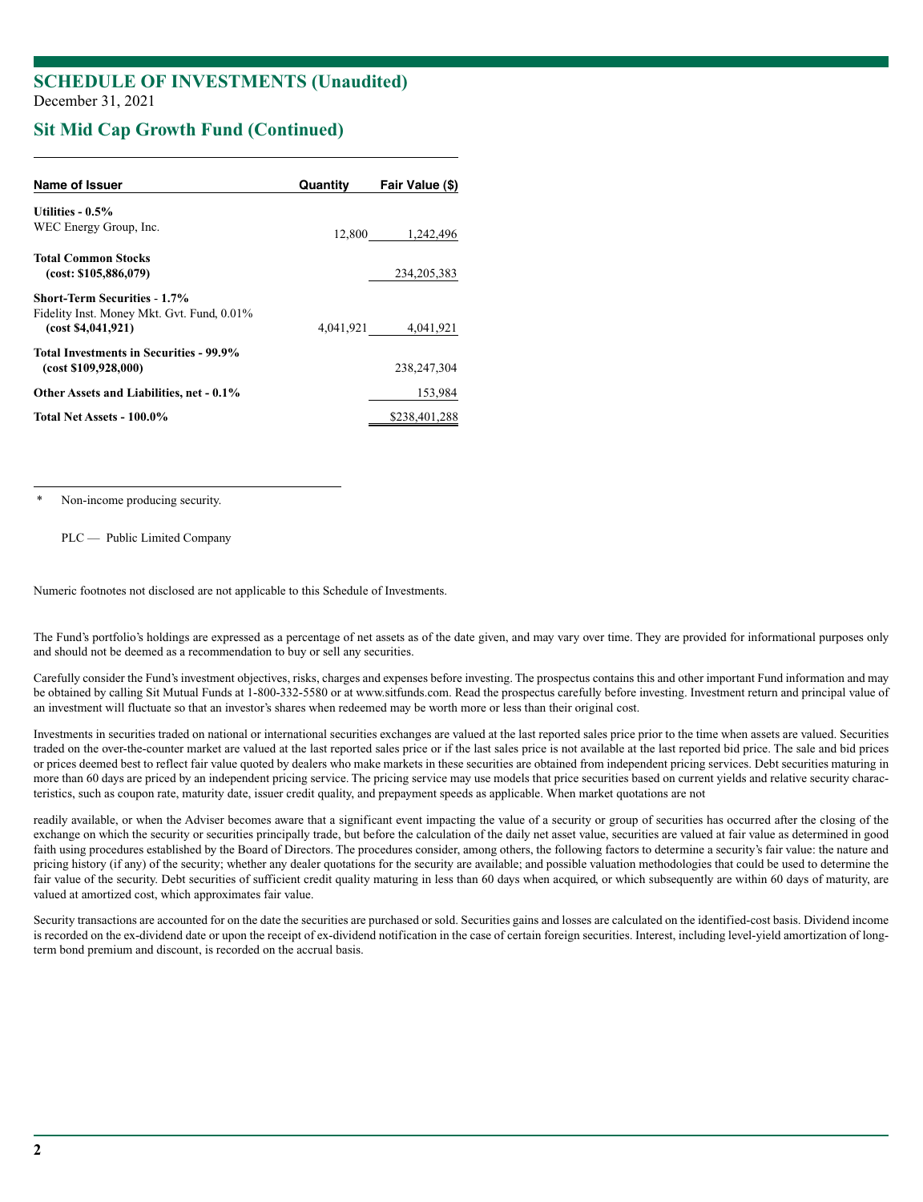## SCHEDULE OF INVESTMENTS (Unaudited)

December 31, 2021

## Sit Mid Cap Growth Fund (Continued)

| Name of Issuer | Quantity | Fair Value ($) |
|---|---|---|
| **Utilities - 0.5%** | | |
| WEC Energy Group, Inc. | 12,800 | 1,242,496 |
| **Total Common Stocks** **(cost: $105,886,079)** | | 234,205,383 |
| **Short-Term Securities - 1.7%** | | |
| Fidelity Inst. Money Mkt. Gvt. Fund, 0.01% **(cost $4,041,921)** | 4,041,921 | 4,041,921 |
| **Total Investments in Securities - 99.9%** **(cost $109,928,000)** | | 238,247,304 |
| **Other Assets and Liabilities, net - 0.1%** | | 153,984 |
| **Total Net Assets - 100.0%** | | $238,401,288 |

\* Non-income producing security.

PLC — Public Limited Company

Numeric footnotes not disclosed are not applicable to this Schedule of Investments.

The Fund's portfolio's holdings are expressed as a percentage of net assets as of the date given, and may vary over time. They are provided for informational purposes only and should not be deemed as a recommendation to buy or sell any securities.

Carefully consider the Fund's investment objectives, risks, charges and expenses before investing. The prospectus contains this and other important Fund information and may be obtained by calling Sit Mutual Funds at 1-800-332-5580 or at www.sitfunds.com. Read the prospectus carefully before investing. Investment return and principal value of an investment will fluctuate so that an investor's shares when redeemed may be worth more or less than their original cost.

Investments in securities traded on national or international securities exchanges are valued at the last reported sales price prior to the time when assets are valued. Securities traded on the over-the-counter market are valued at the last reported sales price or if the last sales price is not available at the last reported bid price. The sale and bid prices or prices deemed best to reflect fair value quoted by dealers who make markets in these securities are obtained from independent pricing services. Debt securities maturing in more than 60 days are priced by an independent pricing service. The pricing service may use models that price securities based on current yields and relative security characteristics, such as coupon rate, maturity date, issuer credit quality, and prepayment speeds as applicable. When market quotations are not readily available, or when the Adviser becomes aware that a significant event impacting the value of a security or group of securities has occurred after the closing of the exchange on which the security or securities principally trade, but before the calculation of the daily net asset value, securities are valued at fair value as determined in good faith using procedures established by the Board of Directors. The procedures consider, among others, the following factors to determine a security's fair value: the nature and pricing history (if any) of the security; whether any dealer quotations for the security are available; and possible valuation methodologies that could be used to determine the fair value of the security. Debt securities of sufficient credit quality maturing in less than 60 days when acquired, or which subsequently are within 60 days of maturity, are valued at amortized cost, which approximates fair value.

Security transactions are accounted for on the date the securities are purchased or sold. Securities gains and losses are calculated on the identified-cost basis. Dividend income is recorded on the ex-dividend date or upon the receipt of ex-dividend notification in the case of certain foreign securities. Interest, including level-yield amortization of long-term bond premium and discount, is recorded on the accrual basis.